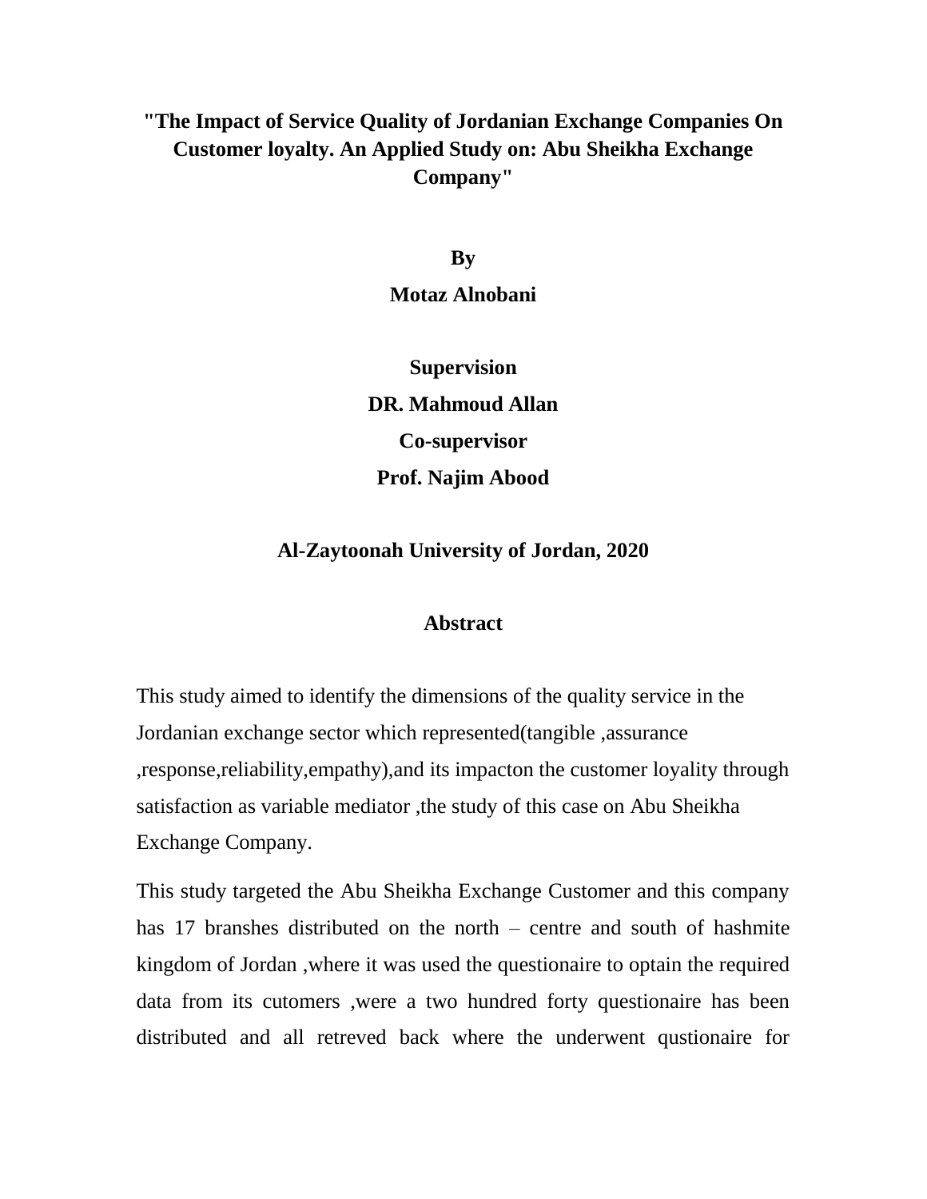# "The Impact of Service Quality of Jordanian Exchange Companies On Customer loyalty. An Applied Study on: Abu Sheikha Exchange Company"

**By**

**Motaz Alnobani**

**Supervision**

**DR. Mahmoud Allan**

**Co-supervisor**

**Prof. Najim Abood**

**Al-Zaytoonah University of Jordan, 2020**

## Abstract

This study aimed to identify the dimensions of the quality service in the Jordanian exchange sector which represented(tangible ,assurance ,response,reliability,empathy),and its impacton the customer loyality through satisfaction as variable mediator ,the study of this case on Abu Sheikha Exchange Company.

This study targeted the Abu Sheikha Exchange Customer and this company has 17 branshes distributed on the north – centre and south of hashmite kingdom of Jordan ,where it was used the questionaire to optain the required data from its cutomers ,were a two hundred forty questionaire has been distributed and all retreved back where the underwent qustionaire for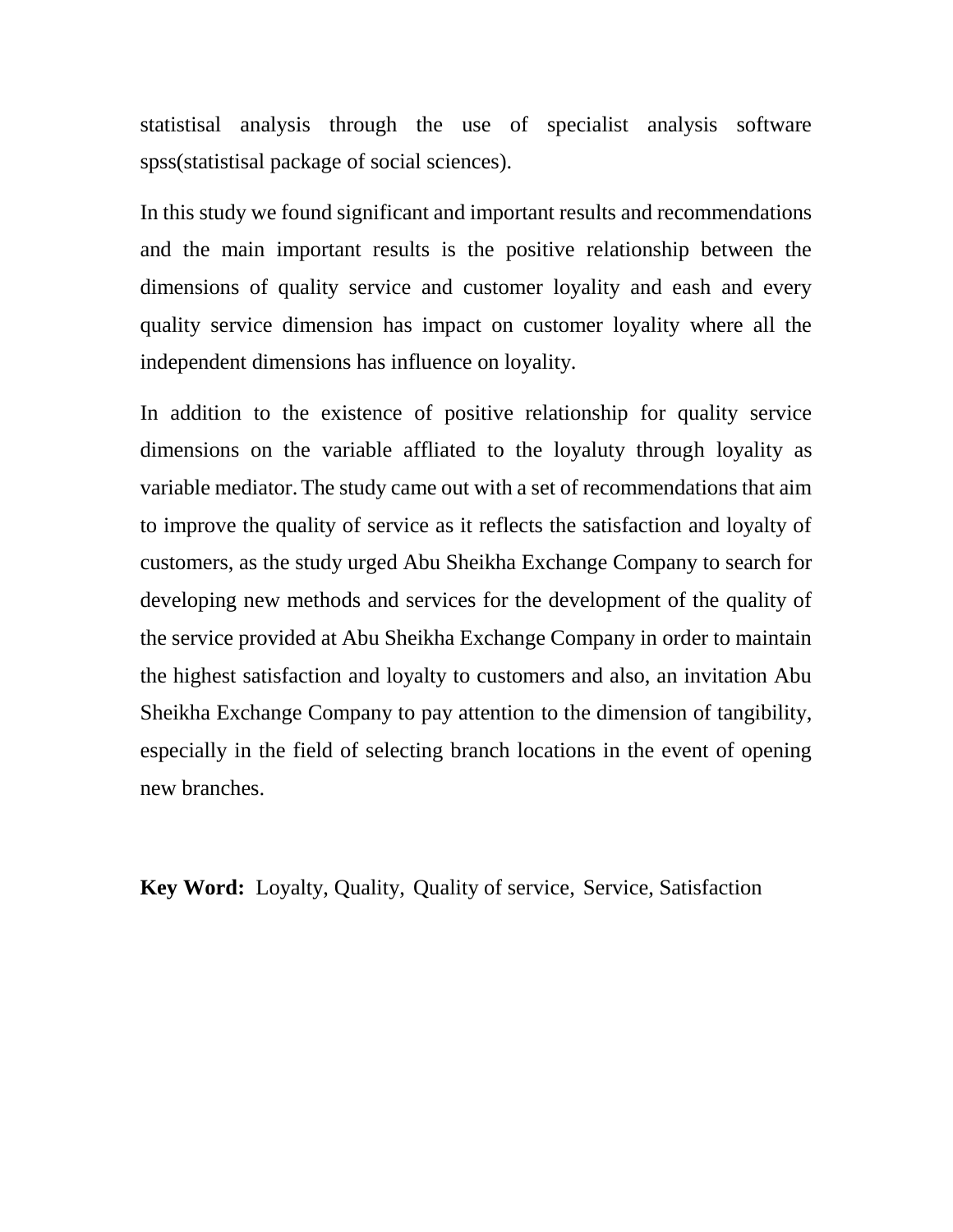statistisal analysis through the use of specialist analysis software spss(statistisal package of social sciences).

In this study we found significant and important results and recommendations and the main important results is the positive relationship between the dimensions of quality service and customer loyality and eash and every quality service dimension has impact on customer loyality where all the independent dimensions has influence on loyality.

In addition to the existence of positive relationship for quality service dimensions on the variable affliated to the loyaluty through loyality as variable mediator. The study came out with a set of recommendations that aim to improve the quality of service as it reflects the satisfaction and loyalty of customers, as the study urged Abu Sheikha Exchange Company to search for developing new methods and services for the development of the quality of the service provided at Abu Sheikha Exchange Company in order to maintain the highest satisfaction and loyalty to customers and also, an invitation Abu Sheikha Exchange Company to pay attention to the dimension of tangibility, especially in the field of selecting branch locations in the event of opening new branches.

**Key Word:** Loyalty, Quality, Quality of service, Service, Satisfaction